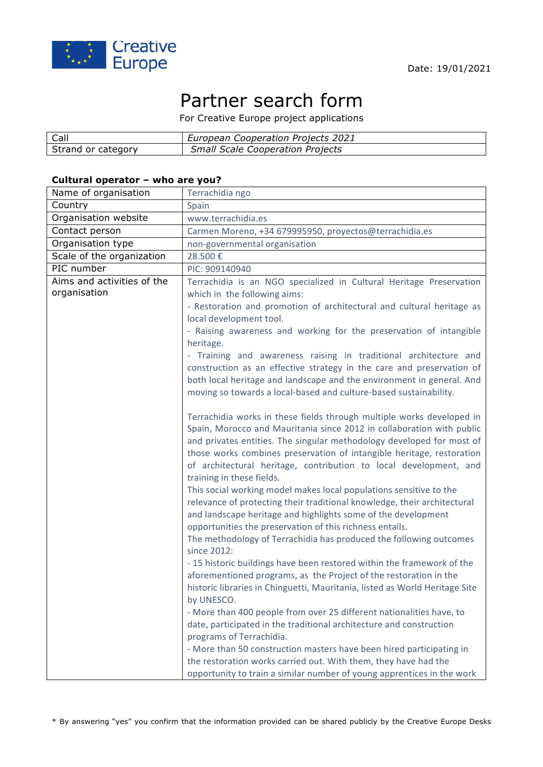Date: 19/01/2021

# Partner search form

For Creative Europe project applications

| Call | *European Cooperation Projects 2021* |
|---|---|
| Strand or category | *Small Scale Cooperation Projects* |

**Cultural operator – who are you?**

| Name of organisation | Terrachidia ngo |
|---|---|
| Country | Spain |
| Organisation website | www.terrachidia.es |
| Contact person | Carmen Moreno, +34 679995950, proyectos@terrachidia.es |
| Organisation type | non-governmental organisation |
| Scale of the organization | 28.500 € |
| PIC number | PIC: 909140940 |
| Aims and activities of the organisation | Terrachidia is an NGO specialized in Cultural Heritage Preservation which in the following aims:<br>- Restoration and promotion of architectural and cultural heritage as local development tool.<br>- Raising awareness and working for the preservation of intangible heritage.<br>- Training and awareness raising in traditional architecture and construction as an effective strategy in the care and preservation of both local heritage and landscape and the environment in general. And moving so towards a local-based and culture-based sustainability.<br><br>Terrachidia works in these fields through multiple works developed in Spain, Morocco and Mauritania since 2012 in collaboration with public and privates entities. The singular methodology developed for most of those works combines preservation of intangible heritage, restoration of architectural heritage, contribution to local development, and training in these fields.<br>This social working model makes local populations sensitive to the relevance of protecting their traditional knowledge, their architectural and landscape heritage and highlights some of the development opportunities the preservation of this richness entails.<br>The methodology of Terrachidia has produced the following outcomes since 2012:<br>- 15 historic buildings have been restored within the framework of the aforementioned programs, as the Project of the restoration in the historic libraries in Chinguetti, Mauritania, listed as World Heritage Site by UNESCO.<br>- More than 400 people from over 25 different nationalities have, to date, participated in the traditional architecture and construction programs of Terrachidia.<br>- More than 50 construction masters have been hired participating in the restoration works carried out. With them, they have had the opportunity to train a similar number of young apprentices in the work |

\* By answering "yes" you confirm that the information provided can be shared publicly by the Creative Europe Desks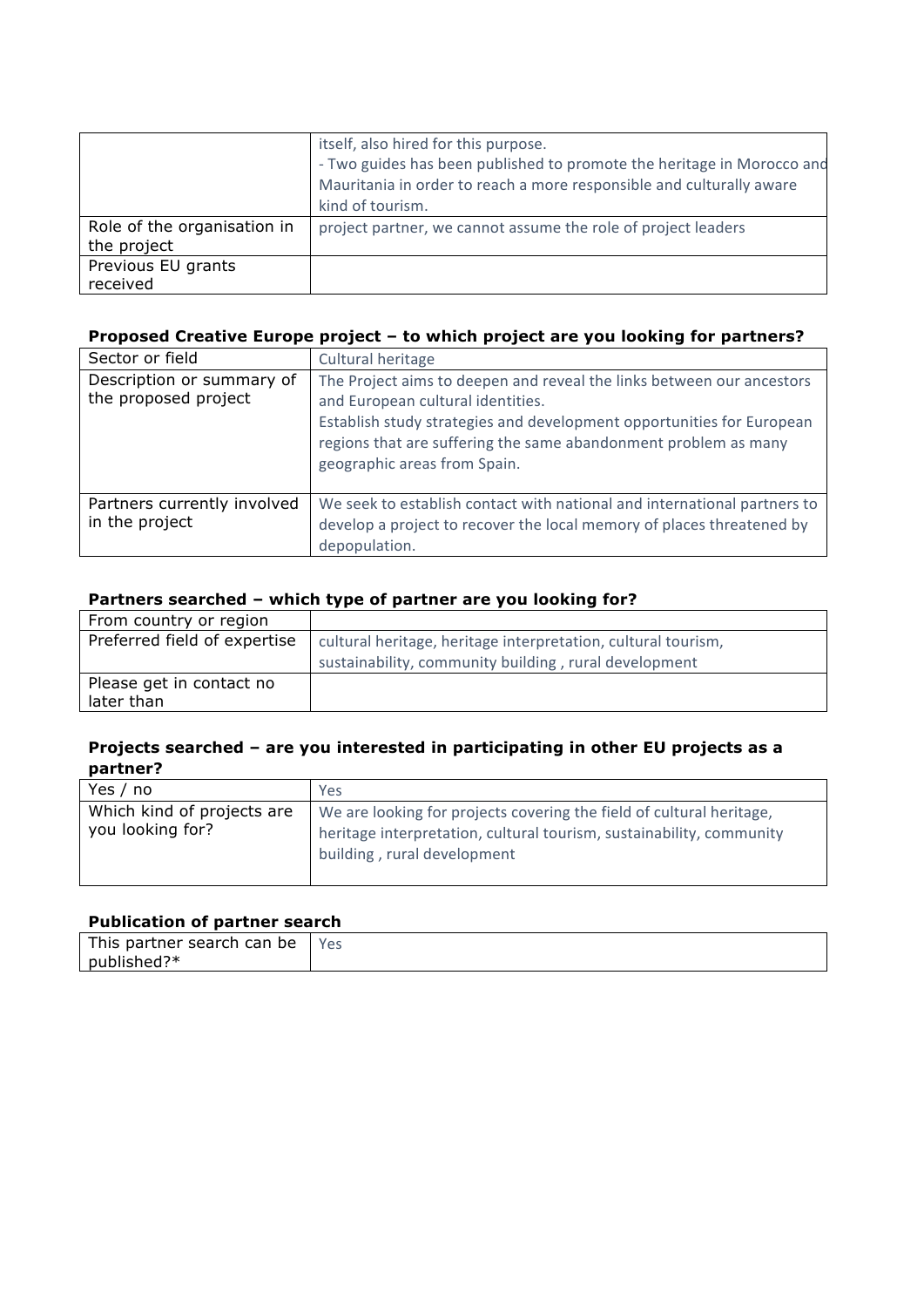| | |
|---|---|
| | itself, also hired for this purpose.<br>- Two guides has been published to promote the heritage in Morocco and Mauritania in order to reach a more responsible and culturally aware kind of tourism. |
| Role of the organisation in the project | project partner, we cannot assume the role of project leaders |
| Previous EU grants received | |

### Proposed Creative Europe project – to which project are you looking for partners?

| | |
|---|---|
| Sector or field | Cultural heritage |
| Description or summary of the proposed project | The Project aims to deepen and reveal the links between our ancestors and European cultural identities.<br>Establish study strategies and development opportunities for European regions that are suffering the same abandonment problem as many geographic areas from Spain. |
| Partners currently involved in the project | We seek to establish contact with national and international partners to develop a project to recover the local memory of places threatened by depopulation. |

### Partners searched – which type of partner are you looking for?

| | |
|---|---|
| From country or region | |
| Preferred field of expertise | cultural heritage, heritage interpretation, cultural tourism, sustainability, community building , rural development |
| Please get in contact no later than | |

### Projects searched – are you interested in participating in other EU projects as a partner?

| | |
|---|---|
| Yes / no | Yes |
| Which kind of projects are you looking for? | We are looking for projects covering the field of cultural heritage, heritage interpretation, cultural tourism, sustainability, community building , rural development |

### Publication of partner search

| | |
|---|---|
| This partner search can be published?* | Yes |